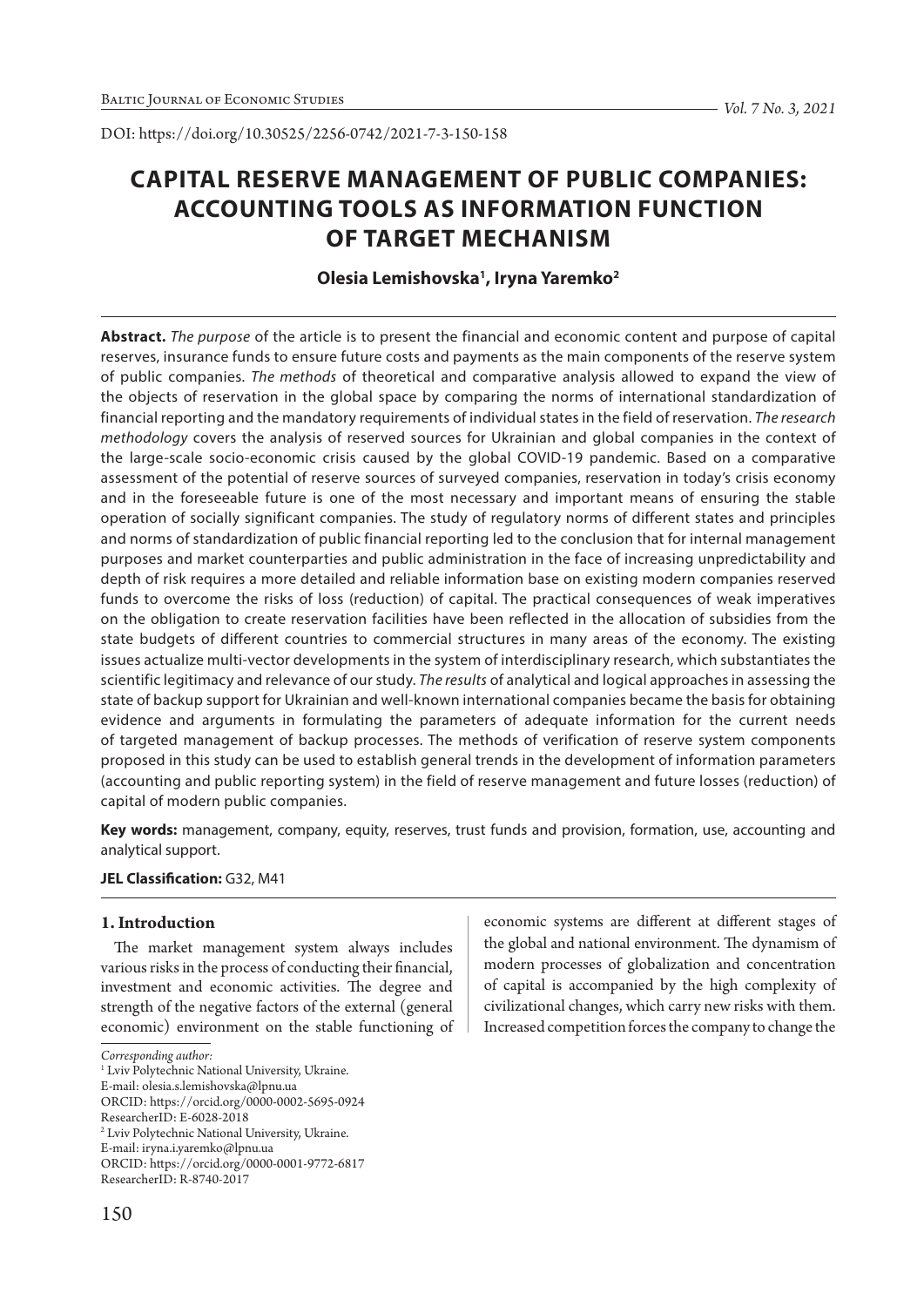DOI: https://doi.org/10.30525/2256-0742/2021-7-3-150-158

# CAPITAL RESERVE MANAGEMENT OF PUBLIC COMPANIES: ACCOUNTING TOOLS AS INFORMATION FUNCTION OF TARGET MECHANISM

**Olesia Lemishovska[1], Iryna Yaremko[2]**

**Abstract.** *The purpose* of the article is to present the financial and economic content and purpose of capital reserves, insurance funds to ensure future costs and payments as the main components of the reserve system of public companies. *The methods* of theoretical and comparative analysis allowed to expand the view of the objects of reservation in the global space by comparing the norms of international standardization of financial reporting and the mandatory requirements of individual states in the field of reservation. *The research methodology* covers the analysis of reserved sources for Ukrainian and global companies in the context of the large-scale socio-economic crisis caused by the global COVID-19 pandemic. Based on a comparative assessment of the potential of reserve sources of surveyed companies, reservation in today's crisis economy and in the foreseeable future is one of the most necessary and important means of ensuring the stable operation of socially significant companies. The study of regulatory norms of different states and principles and norms of standardization of public financial reporting led to the conclusion that for internal management purposes and market counterparties and public administration in the face of increasing unpredictability and depth of risk requires a more detailed and reliable information base on existing modern companies reserved funds to overcome the risks of loss (reduction) of capital. The practical consequences of weak imperatives on the obligation to create reservation facilities have been reflected in the allocation of subsidies from the state budgets of different countries to commercial structures in many areas of the economy. The existing issues actualize multi-vector developments in the system of interdisciplinary research, which substantiates the scientific legitimacy and relevance of our study. *The results* of analytical and logical approaches in assessing the state of backup support for Ukrainian and well-known international companies became the basis for obtaining evidence and arguments in formulating the parameters of adequate information for the current needs of targeted management of backup processes. The methods of verification of reserve system components proposed in this study can be used to establish general trends in the development of information parameters (accounting and public reporting system) in the field of reserve management and future losses (reduction) of capital of modern public companies.

**Key words:** management, company, equity, reserves, trust funds and provision, formation, use, accounting and analytical support.

**JEL Classification:** G32, M41

## 1. Introduction

The market management system always includes various risks in the process of conducting their financial, investment and economic activities. The degree and strength of the negative factors of the external (general economic) environment on the stable functioning of economic systems are different at different stages of the global and national environment. The dynamism of modern processes of globalization and concentration of capital is accompanied by the high complexity of civilizational changes, which carry new risks with them. Increased competition forces the company to change the

*Corresponding author:*

[1] Lviv Polytechnic National University, Ukraine.
E-mail: olesia.s.lemishovska@lpnu.ua
ORCID: https://orcid.org/0000-0002-5695-0924
ResearcherID: E-6028-2018

[2] Lviv Polytechnic National University, Ukraine.
E-mail: iryna.i.yaremko@lpnu.ua
ORCID: https://orcid.org/0000-0001-9772-6817
ResearcherID: R-8740-2017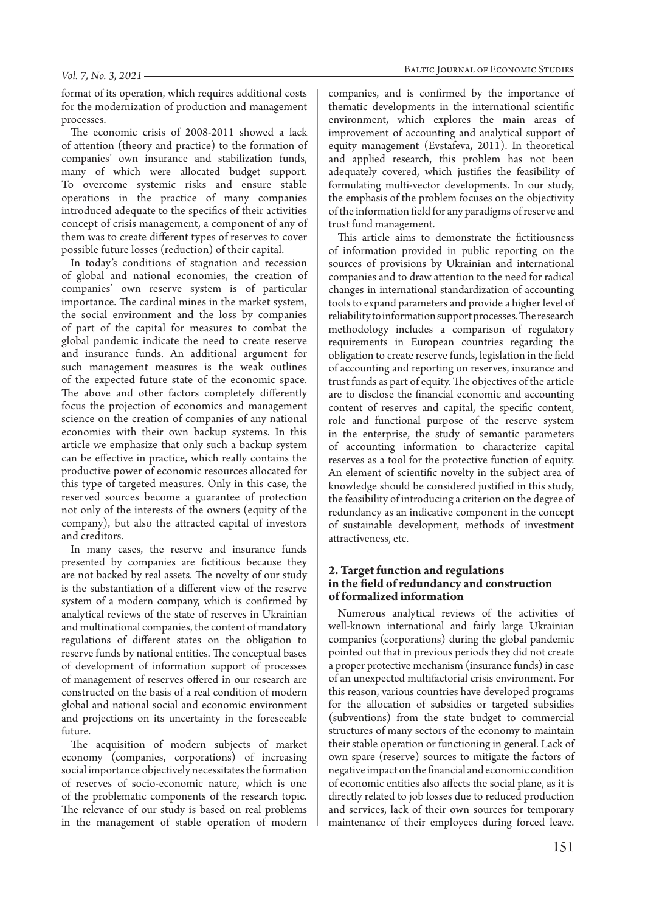format of its operation, which requires additional costs for the modernization of production and management processes.

The economic crisis of 2008-2011 showed a lack of attention (theory and practice) to the formation of companies' own insurance and stabilization funds, many of which were allocated budget support. To overcome systemic risks and ensure stable operations in the practice of many companies introduced adequate to the specifics of their activities concept of crisis management, a component of any of them was to create different types of reserves to cover possible future losses (reduction) of their capital.

In today's conditions of stagnation and recession of global and national economies, the creation of companies' own reserve system is of particular importance. The cardinal mines in the market system, the social environment and the loss by companies of part of the capital for measures to combat the global pandemic indicate the need to create reserve and insurance funds. An additional argument for such management measures is the weak outlines of the expected future state of the economic space. The above and other factors completely differently focus the projection of economics and management science on the creation of companies of any national economies with their own backup systems. In this article we emphasize that only such a backup system can be effective in practice, which really contains the productive power of economic resources allocated for this type of targeted measures. Only in this case, the reserved sources become a guarantee of protection not only of the interests of the owners (equity of the company), but also the attracted capital of investors and creditors.

In many cases, the reserve and insurance funds presented by companies are fictitious because they are not backed by real assets. The novelty of our study is the substantiation of a different view of the reserve system of a modern company, which is confirmed by analytical reviews of the state of reserves in Ukrainian and multinational companies, the content of mandatory regulations of different states on the obligation to reserve funds by national entities. The conceptual bases of development of information support of processes of management of reserves offered in our research are constructed on the basis of a real condition of modern global and national social and economic environment and projections on its uncertainty in the foreseeable future.

The acquisition of modern subjects of market economy (companies, corporations) of increasing social importance objectively necessitates the formation of reserves of socio-economic nature, which is one of the problematic components of the research topic. The relevance of our study is based on real problems in the management of stable operation of modern companies, and is confirmed by the importance of thematic developments in the international scientific environment, which explores the main areas of improvement of accounting and analytical support of equity management (Evstafeva, 2011). In theoretical and applied research, this problem has not been adequately covered, which justifies the feasibility of formulating multi-vector developments. In our study, the emphasis of the problem focuses on the objectivity of the information field for any paradigms of reserve and trust fund management.

This article aims to demonstrate the fictitiousness of information provided in public reporting on the sources of provisions by Ukrainian and international companies and to draw attention to the need for radical changes in international standardization of accounting tools to expand parameters and provide a higher level of reliability to information support processes. The research methodology includes a comparison of regulatory requirements in European countries regarding the obligation to create reserve funds, legislation in the field of accounting and reporting on reserves, insurance and trust funds as part of equity. The objectives of the article are to disclose the financial economic and accounting content of reserves and capital, the specific content, role and functional purpose of the reserve system in the enterprise, the study of semantic parameters of accounting information to characterize capital reserves as a tool for the protective function of equity. An element of scientific novelty in the subject area of knowledge should be considered justified in this study, the feasibility of introducing a criterion on the degree of redundancy as an indicative component in the concept of sustainable development, methods of investment attractiveness, etc.

## 2. Target function and regulations in the field of redundancy and construction of formalized information

Numerous analytical reviews of the activities of well-known international and fairly large Ukrainian companies (corporations) during the global pandemic pointed out that in previous periods they did not create a proper protective mechanism (insurance funds) in case of an unexpected multifactorial crisis environment. For this reason, various countries have developed programs for the allocation of subsidies or targeted subsidies (subventions) from the state budget to commercial structures of many sectors of the economy to maintain their stable operation or functioning in general. Lack of own spare (reserve) sources to mitigate the factors of negative impact on the financial and economic condition of economic entities also affects the social plane, as it is directly related to job losses due to reduced production and services, lack of their own sources for temporary maintenance of their employees during forced leave.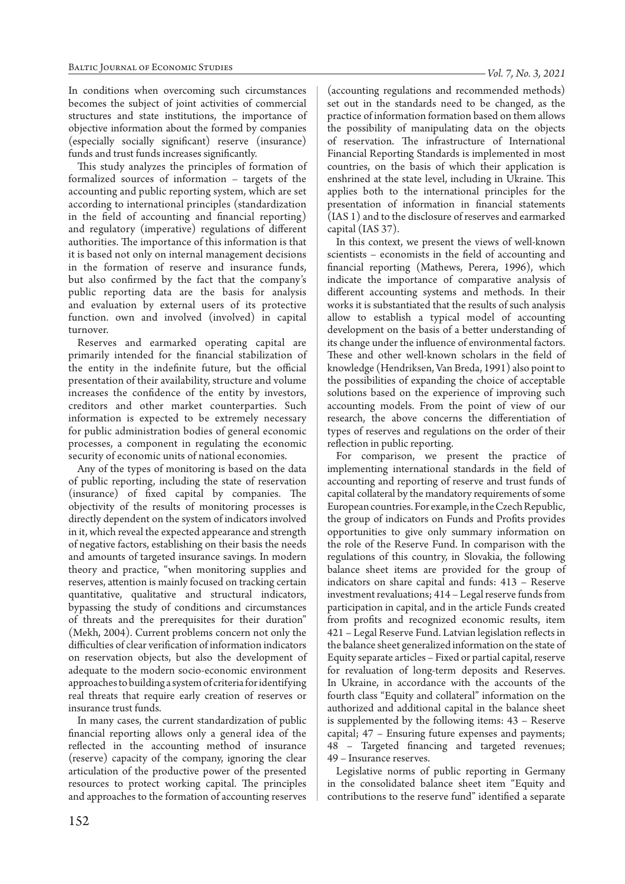In conditions when overcoming such circumstances becomes the subject of joint activities of commercial structures and state institutions, the importance of objective information about the formed by companies (especially socially significant) reserve (insurance) funds and trust funds increases significantly.

This study analyzes the principles of formation of formalized sources of information – targets of the accounting and public reporting system, which are set according to international principles (standardization in the field of accounting and financial reporting) and regulatory (imperative) regulations of different authorities. The importance of this information is that it is based not only on internal management decisions in the formation of reserve and insurance funds, but also confirmed by the fact that the company's public reporting data are the basis for analysis and evaluation by external users of its protective function. own and involved (involved) in capital turnover.

Reserves and earmarked operating capital are primarily intended for the financial stabilization of the entity in the indefinite future, but the official presentation of their availability, structure and volume increases the confidence of the entity by investors, creditors and other market counterparties. Such information is expected to be extremely necessary for public administration bodies of general economic processes, a component in regulating the economic security of economic units of national economies.

Any of the types of monitoring is based on the data of public reporting, including the state of reservation (insurance) of fixed capital by companies. The objectivity of the results of monitoring processes is directly dependent on the system of indicators involved in it, which reveal the expected appearance and strength of negative factors, establishing on their basis the needs and amounts of targeted insurance savings. In modern theory and practice, "when monitoring supplies and reserves, attention is mainly focused on tracking certain quantitative, qualitative and structural indicators, bypassing the study of conditions and circumstances of threats and the prerequisites for their duration" (Mekh, 2004). Current problems concern not only the difficulties of clear verification of information indicators on reservation objects, but also the development of adequate to the modern socio-economic environment approaches to building a system of criteria for identifying real threats that require early creation of reserves or insurance trust funds.

In many cases, the current standardization of public financial reporting allows only a general idea of the reflected in the accounting method of insurance (reserve) capacity of the company, ignoring the clear articulation of the productive power of the presented resources to protect working capital. The principles and approaches to the formation of accounting reserves (accounting regulations and recommended methods) set out in the standards need to be changed, as the practice of information formation based on them allows the possibility of manipulating data on the objects of reservation. The infrastructure of International Financial Reporting Standards is implemented in most countries, on the basis of which their application is enshrined at the state level, including in Ukraine. This applies both to the international principles for the presentation of information in financial statements (IAS 1) and to the disclosure of reserves and earmarked capital (IAS 37).

In this context, we present the views of well-known scientists – economists in the field of accounting and financial reporting (Mathews, Perera, 1996), which indicate the importance of comparative analysis of different accounting systems and methods. In their works it is substantiated that the results of such analysis allow to establish a typical model of accounting development on the basis of a better understanding of its change under the influence of environmental factors. These and other well-known scholars in the field of knowledge (Hendriksen, Van Breda, 1991) also point to the possibilities of expanding the choice of acceptable solutions based on the experience of improving such accounting models. From the point of view of our research, the above concerns the differentiation of types of reserves and regulations on the order of their reflection in public reporting.

For comparison, we present the practice of implementing international standards in the field of accounting and reporting of reserve and trust funds of capital collateral by the mandatory requirements of some European countries. For example, in the Czech Republic, the group of indicators on Funds and Profits provides opportunities to give only summary information on the role of the Reserve Fund. In comparison with the regulations of this country, in Slovakia, the following balance sheet items are provided for the group of indicators on share capital and funds: 413 – Reserve investment revaluations; 414 – Legal reserve funds from participation in capital, and in the article Funds created from profits and recognized economic results, item 421 – Legal Reserve Fund. Latvian legislation reflects in the balance sheet generalized information on the state of Equity separate articles – Fixed or partial capital, reserve for revaluation of long-term deposits and Reserves. In Ukraine, in accordance with the accounts of the fourth class "Equity and collateral" information on the authorized and additional capital in the balance sheet is supplemented by the following items: 43 – Reserve capital; 47 – Ensuring future expenses and payments; 48 – Targeted financing and targeted revenues; 49 – Insurance reserves.

Legislative norms of public reporting in Germany in the consolidated balance sheet item "Equity and contributions to the reserve fund" identified a separate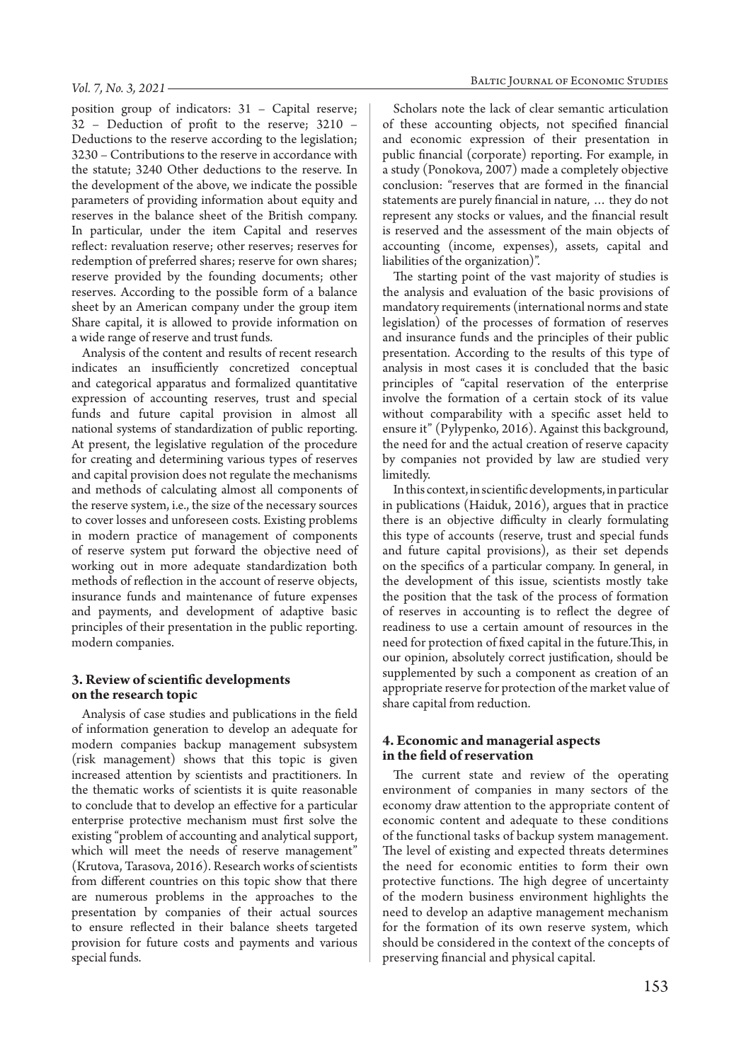position group of indicators: 31 – Capital reserve; 32 – Deduction of profit to the reserve; 3210 – Deductions to the reserve according to the legislation; 3230 – Contributions to the reserve in accordance with the statute; 3240 Other deductions to the reserve. In the development of the above, we indicate the possible parameters of providing information about equity and reserves in the balance sheet of the British company. In particular, under the item Capital and reserves reflect: revaluation reserve; other reserves; reserves for redemption of preferred shares; reserve for own shares; reserve provided by the founding documents; other reserves. According to the possible form of a balance sheet by an American company under the group item Share capital, it is allowed to provide information on a wide range of reserve and trust funds.

Analysis of the content and results of recent research indicates an insufficiently concretized conceptual and categorical apparatus and formalized quantitative expression of accounting reserves, trust and special funds and future capital provision in almost all national systems of standardization of public reporting. At present, the legislative regulation of the procedure for creating and determining various types of reserves and capital provision does not regulate the mechanisms and methods of calculating almost all components of the reserve system, i.e., the size of the necessary sources to cover losses and unforeseen costs. Existing problems in modern practice of management of components of reserve system put forward the objective need of working out in more adequate standardization both methods of reflection in the account of reserve objects, insurance funds and maintenance of future expenses and payments, and development of adaptive basic principles of their presentation in the public reporting. modern companies.

## 3. Review of scientific developments on the research topic

Analysis of case studies and publications in the field of information generation to develop an adequate for modern companies backup management subsystem (risk management) shows that this topic is given increased attention by scientists and practitioners. In the thematic works of scientists it is quite reasonable to conclude that to develop an effective for a particular enterprise protective mechanism must first solve the existing "problem of accounting and analytical support, which will meet the needs of reserve management" (Krutova, Tarasova, 2016). Research works of scientists from different countries on this topic show that there are numerous problems in the approaches to the presentation by companies of their actual sources to ensure reflected in their balance sheets targeted provision for future costs and payments and various special funds.

Scholars note the lack of clear semantic articulation of these accounting objects, not specified financial and economic expression of their presentation in public financial (corporate) reporting. For example, in a study (Ponokova, 2007) made a completely objective conclusion: "reserves that are formed in the financial statements are purely financial in nature, … they do not represent any stocks or values, and the financial result is reserved and the assessment of the main objects of accounting (income, expenses), assets, capital and liabilities of the organization)".

The starting point of the vast majority of studies is the analysis and evaluation of the basic provisions of mandatory requirements (international norms and state legislation) of the processes of formation of reserves and insurance funds and the principles of their public presentation. According to the results of this type of analysis in most cases it is concluded that the basic principles of "capital reservation of the enterprise involve the formation of a certain stock of its value without comparability with a specific asset held to ensure it" (Pylypenko, 2016). Against this background, the need for and the actual creation of reserve capacity by companies not provided by law are studied very limitedly.

In this context, in scientific developments, in particular in publications (Haiduk, 2016), argues that in practice there is an objective difficulty in clearly formulating this type of accounts (reserve, trust and special funds and future capital provisions), as their set depends on the specifics of a particular company. In general, in the development of this issue, scientists mostly take the position that the task of the process of formation of reserves in accounting is to reflect the degree of readiness to use a certain amount of resources in the need for protection of fixed capital in the future.This, in our opinion, absolutely correct justification, should be supplemented by such a component as creation of an appropriate reserve for protection of the market value of share capital from reduction.

## 4. Economic and managerial aspects in the field of reservation

The current state and review of the operating environment of companies in many sectors of the economy draw attention to the appropriate content of economic content and adequate to these conditions of the functional tasks of backup system management. The level of existing and expected threats determines the need for economic entities to form their own protective functions. The high degree of uncertainty of the modern business environment highlights the need to develop an adaptive management mechanism for the formation of its own reserve system, which should be considered in the context of the concepts of preserving financial and physical capital.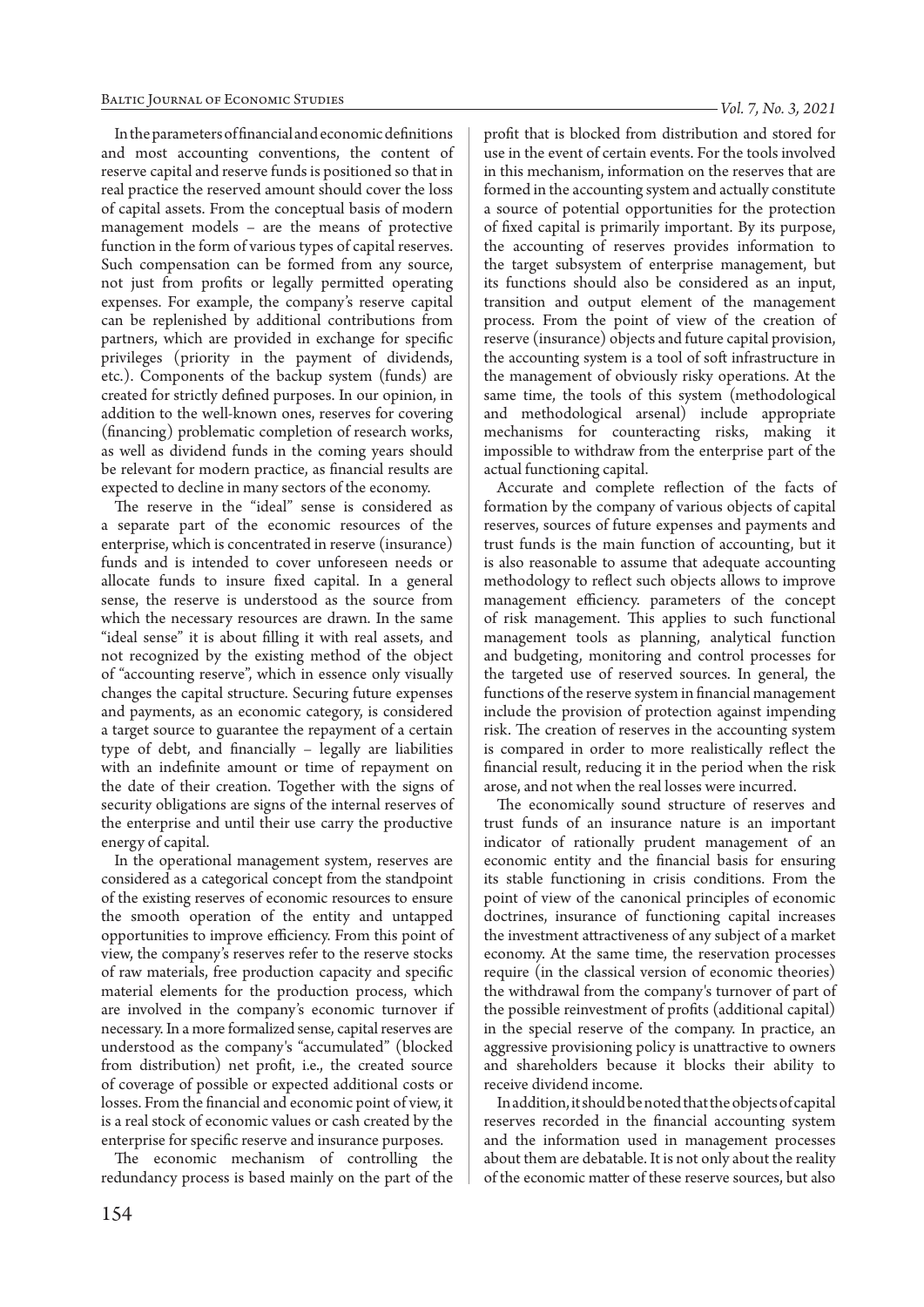In the parameters of financial and economic definitions and most accounting conventions, the content of reserve capital and reserve funds is positioned so that in real practice the reserved amount should cover the loss of capital assets. From the conceptual basis of modern management models – are the means of protective function in the form of various types of capital reserves. Such compensation can be formed from any source, not just from profits or legally permitted operating expenses. For example, the company's reserve capital can be replenished by additional contributions from partners, which are provided in exchange for specific privileges (priority in the payment of dividends, etc.). Components of the backup system (funds) are created for strictly defined purposes. In our opinion, in addition to the well-known ones, reserves for covering (financing) problematic completion of research works, as well as dividend funds in the coming years should be relevant for modern practice, as financial results are expected to decline in many sectors of the economy.

The reserve in the "ideal" sense is considered as a separate part of the economic resources of the enterprise, which is concentrated in reserve (insurance) funds and is intended to cover unforeseen needs or allocate funds to insure fixed capital. In a general sense, the reserve is understood as the source from which the necessary resources are drawn. In the same "ideal sense" it is about filling it with real assets, and not recognized by the existing method of the object of "accounting reserve", which in essence only visually changes the capital structure. Securing future expenses and payments, as an economic category, is considered a target source to guarantee the repayment of a certain type of debt, and financially – legally are liabilities with an indefinite amount or time of repayment on the date of their creation. Together with the signs of security obligations are signs of the internal reserves of the enterprise and until their use carry the productive energy of capital.

In the operational management system, reserves are considered as a categorical concept from the standpoint of the existing reserves of economic resources to ensure the smooth operation of the entity and untapped opportunities to improve efficiency. From this point of view, the company's reserves refer to the reserve stocks of raw materials, free production capacity and specific material elements for the production process, which are involved in the company's economic turnover if necessary. In a more formalized sense, capital reserves are understood as the company's "accumulated" (blocked from distribution) net profit, i.e., the created source of coverage of possible or expected additional costs or losses. From the financial and economic point of view, it is a real stock of economic values or cash created by the enterprise for specific reserve and insurance purposes.

The economic mechanism of controlling the redundancy process is based mainly on the part of the profit that is blocked from distribution and stored for use in the event of certain events. For the tools involved in this mechanism, information on the reserves that are formed in the accounting system and actually constitute a source of potential opportunities for the protection of fixed capital is primarily important. By its purpose, the accounting of reserves provides information to the target subsystem of enterprise management, but its functions should also be considered as an input, transition and output element of the management process. From the point of view of the creation of reserve (insurance) objects and future capital provision, the accounting system is a tool of soft infrastructure in the management of obviously risky operations. At the same time, the tools of this system (methodological and methodological arsenal) include appropriate mechanisms for counteracting risks, making it impossible to withdraw from the enterprise part of the actual functioning capital.

Accurate and complete reflection of the facts of formation by the company of various objects of capital reserves, sources of future expenses and payments and trust funds is the main function of accounting, but it is also reasonable to assume that adequate accounting methodology to reflect such objects allows to improve management efficiency. parameters of the concept of risk management. This applies to such functional management tools as planning, analytical function and budgeting, monitoring and control processes for the targeted use of reserved sources. In general, the functions of the reserve system in financial management include the provision of protection against impending risk. The creation of reserves in the accounting system is compared in order to more realistically reflect the financial result, reducing it in the period when the risk arose, and not when the real losses were incurred.

The economically sound structure of reserves and trust funds of an insurance nature is an important indicator of rationally prudent management of an economic entity and the financial basis for ensuring its stable functioning in crisis conditions. From the point of view of the canonical principles of economic doctrines, insurance of functioning capital increases the investment attractiveness of any subject of a market economy. At the same time, the reservation processes require (in the classical version of economic theories) the withdrawal from the company's turnover of part of the possible reinvestment of profits (additional capital) in the special reserve of the company. In practice, an aggressive provisioning policy is unattractive to owners and shareholders because it blocks their ability to receive dividend income.

In addition, it should be noted that the objects of capital reserves recorded in the financial accounting system and the information used in management processes about them are debatable. It is not only about the reality of the economic matter of these reserve sources, but also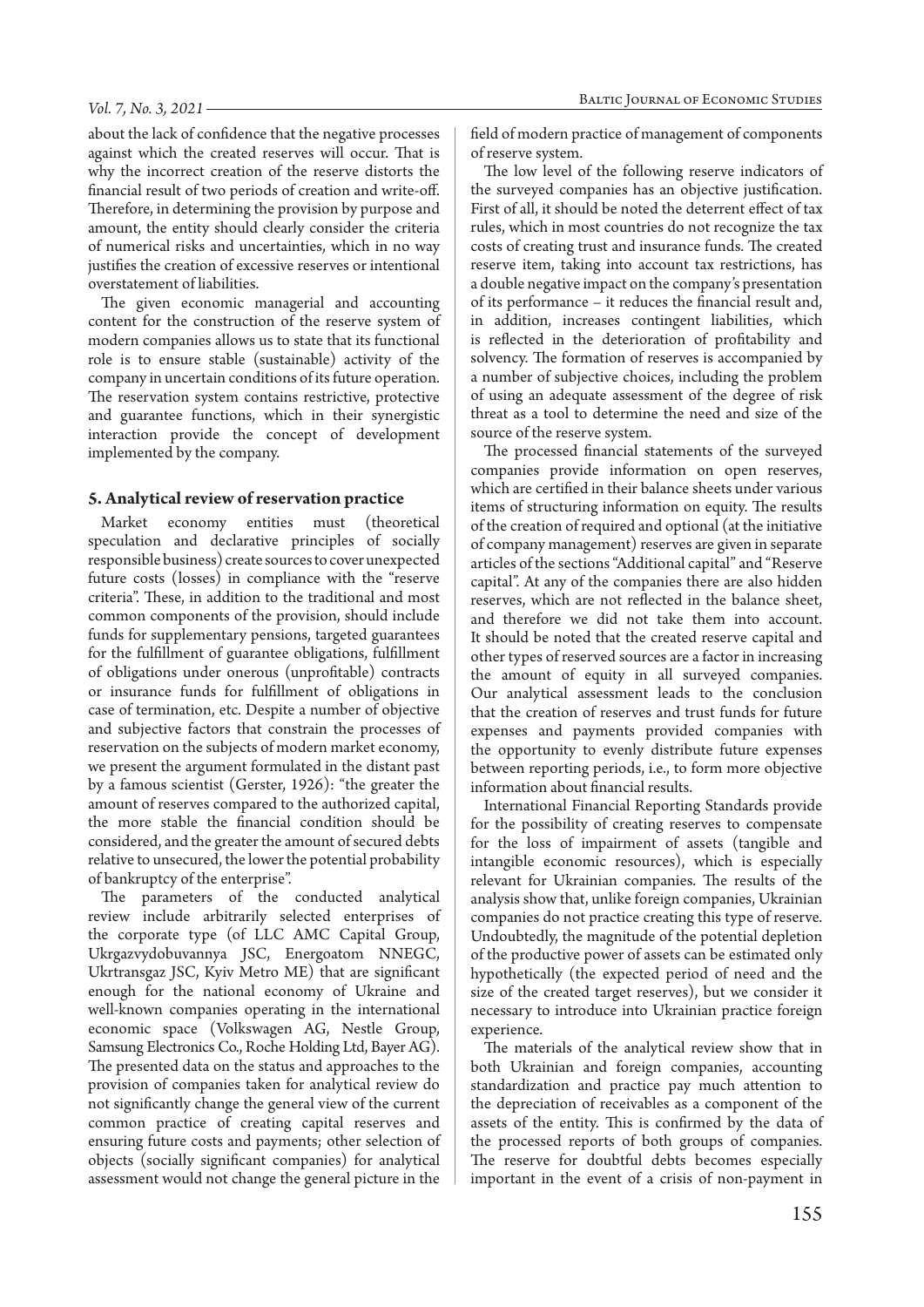about the lack of confidence that the negative processes against which the created reserves will occur. That is why the incorrect creation of the reserve distorts the financial result of two periods of creation and write-off. Therefore, in determining the provision by purpose and amount, the entity should clearly consider the criteria of numerical risks and uncertainties, which in no way justifies the creation of excessive reserves or intentional overstatement of liabilities.

The given economic managerial and accounting content for the construction of the reserve system of modern companies allows us to state that its functional role is to ensure stable (sustainable) activity of the company in uncertain conditions of its future operation. The reservation system contains restrictive, protective and guarantee functions, which in their synergistic interaction provide the concept of development implemented by the company.

## 5. Analytical review of reservation practice

Market economy entities must (theoretical speculation and declarative principles of socially responsible business) create sources to cover unexpected future costs (losses) in compliance with the "reserve criteria". These, in addition to the traditional and most common components of the provision, should include funds for supplementary pensions, targeted guarantees for the fulfillment of guarantee obligations, fulfillment of obligations under onerous (unprofitable) contracts or insurance funds for fulfillment of obligations in case of termination, etc. Despite a number of objective and subjective factors that constrain the processes of reservation on the subjects of modern market economy, we present the argument formulated in the distant past by a famous scientist (Gerster, 1926): "the greater the amount of reserves compared to the authorized capital, the more stable the financial condition should be considered, and the greater the amount of secured debts relative to unsecured, the lower the potential probability of bankruptcy of the enterprise".

The parameters of the conducted analytical review include arbitrarily selected enterprises of the corporate type (of LLC AMC Capital Group, Ukrgazvydobuvannya JSC, Energoatom NNEGC, Ukrtransgaz JSC, Kyiv Metro ME) that are significant enough for the national economy of Ukraine and well-known companies operating in the international economic space (Volkswagen AG, Nestle Group, Samsung Electronics Co., Roche Holding Ltd, Bayer AG). The presented data on the status and approaches to the provision of companies taken for analytical review do not significantly change the general view of the current common practice of creating capital reserves and ensuring future costs and payments; other selection of objects (socially significant companies) for analytical assessment would not change the general picture in the field of modern practice of management of components of reserve system.

The low level of the following reserve indicators of the surveyed companies has an objective justification. First of all, it should be noted the deterrent effect of tax rules, which in most countries do not recognize the tax costs of creating trust and insurance funds. The created reserve item, taking into account tax restrictions, has a double negative impact on the company's presentation of its performance – it reduces the financial result and, in addition, increases contingent liabilities, which is reflected in the deterioration of profitability and solvency. The formation of reserves is accompanied by a number of subjective choices, including the problem of using an adequate assessment of the degree of risk threat as a tool to determine the need and size of the source of the reserve system.

The processed financial statements of the surveyed companies provide information on open reserves, which are certified in their balance sheets under various items of structuring information on equity. The results of the creation of required and optional (at the initiative of company management) reserves are given in separate articles of the sections "Additional capital" and "Reserve capital". At any of the companies there are also hidden reserves, which are not reflected in the balance sheet, and therefore we did not take them into account. It should be noted that the created reserve capital and other types of reserved sources are a factor in increasing the amount of equity in all surveyed companies. Our analytical assessment leads to the conclusion that the creation of reserves and trust funds for future expenses and payments provided companies with the opportunity to evenly distribute future expenses between reporting periods, i.e., to form more objective information about financial results.

International Financial Reporting Standards provide for the possibility of creating reserves to compensate for the loss of impairment of assets (tangible and intangible economic resources), which is especially relevant for Ukrainian companies. The results of the analysis show that, unlike foreign companies, Ukrainian companies do not practice creating this type of reserve. Undoubtedly, the magnitude of the potential depletion of the productive power of assets can be estimated only hypothetically (the expected period of need and the size of the created target reserves), but we consider it necessary to introduce into Ukrainian practice foreign experience.

The materials of the analytical review show that in both Ukrainian and foreign companies, accounting standardization and practice pay much attention to the depreciation of receivables as a component of the assets of the entity. This is confirmed by the data of the processed reports of both groups of companies. The reserve for doubtful debts becomes especially important in the event of a crisis of non-payment in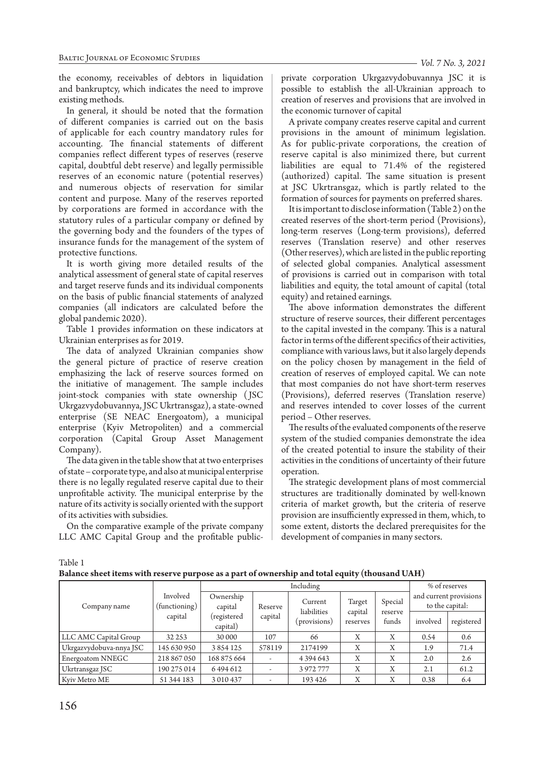the economy, receivables of debtors in liquidation and bankruptcy, which indicates the need to improve existing methods.

In general, it should be noted that the formation of different companies is carried out on the basis of applicable for each country mandatory rules for accounting. The financial statements of different companies reflect different types of reserves (reserve capital, doubtful debt reserve) and legally permissible reserves of an economic nature (potential reserves) and numerous objects of reservation for similar content and purpose. Many of the reserves reported by corporations are formed in accordance with the statutory rules of a particular company or defined by the governing body and the founders of the types of insurance funds for the management of the system of protective functions.

It is worth giving more detailed results of the analytical assessment of general state of capital reserves and target reserve funds and its individual components on the basis of public financial statements of analyzed companies (all indicators are calculated before the global pandemic 2020).

Table 1 provides information on these indicators at Ukrainian enterprises as for 2019.

The data of analyzed Ukrainian companies show the general picture of practice of reserve creation emphasizing the lack of reserve sources formed on the initiative of management. The sample includes joint-stock companies with state ownership (JSC Ukrgazvydobuvannya, JSC Ukrtransgaz), a state-owned enterprise (SE NEAC Energoatom), a municipal enterprise (Kyiv Metropoliten) and a commercial corporation (Capital Group Asset Management Company).

The data given in the table show that at two enterprises of state – corporate type, and also at municipal enterprise there is no legally regulated reserve capital due to their unprofitable activity. The municipal enterprise by the nature of its activity is socially oriented with the support of its activities with subsidies.

On the comparative example of the private company LLC AMC Capital Group and the profitable public-private corporation Ukrgazvydobuvannya JSC it is possible to establish the all-Ukrainian approach to creation of reserves and provisions that are involved in the economic turnover of capital

A private company creates reserve capital and current provisions in the amount of minimum legislation. As for public-private corporations, the creation of reserve capital is also minimized there, but current liabilities are equal to 71.4% of the registered (authorized) capital. The same situation is present at JSC Ukrtransgaz, which is partly related to the formation of sources for payments on preferred shares.

It is important to disclose information (Table 2) on the created reserves of the short-term period (Provisions), long-term reserves (Long-term provisions), deferred reserves (Translation reserve) and other reserves (Other reserves), which are listed in the public reporting of selected global companies. Analytical assessment of provisions is carried out in comparison with total liabilities and equity, the total amount of capital (total equity) and retained earnings.

The above information demonstrates the different structure of reserve sources, their different percentages to the capital invested in the company. This is a natural factor in terms of the different specifics of their activities, compliance with various laws, but it also largely depends on the policy chosen by management in the field of creation of reserves of employed capital. We can note that most companies do not have short-term reserves (Provisions), deferred reserves (Translation reserve) and reserves intended to cover losses of the current period – Other reserves.

The results of the evaluated components of the reserve system of the studied companies demonstrate the idea of the created potential to insure the stability of their activities in the conditions of uncertainty of their future operation.

The strategic development plans of most commercial structures are traditionally dominated by well-known criteria of market growth, but the criteria of reserve provision are insufficiently expressed in them, which, to some extent, distorts the declared prerequisites for the development of companies in many sectors.

Table 1
**Balance sheet items with reserve purpose as a part of ownership and total equity (thousand UAH)**

| Company name | Involved (functioning) capital | Including | | | | | % of reserves and current provisions to the capital: | |
|---|---|---|---|---|---|---|---|---|
| | | Ownership capital (registered capital) | Reserve capital | Current liabilities (provisions) | Target capital reserves | Special reserve funds | involved | registered |
| LLC AMC Capital Group | 32 253 | 30 000 | 107 | 66 | X | X | 0.54 | 0.6 |
| Ukrgazvydobuva-nnya JSC | 145 630 950 | 3 854 125 | 578119 | 2174199 | X | X | 1.9 | 71.4 |
| Energoatom NNEGC | 218 867 050 | 168 875 664 | - | 4 394 643 | X | X | 2.0 | 2.6 |
| Ukrtransgaz JSC | 190 275 014 | 6 494 612 | - | 3 972 777 | X | X | 2.1 | 61.2 |
| Kyiv Metro ME | 51 344 183 | 3 010 437 | - | 193 426 | X | X | 0.38 | 6.4 |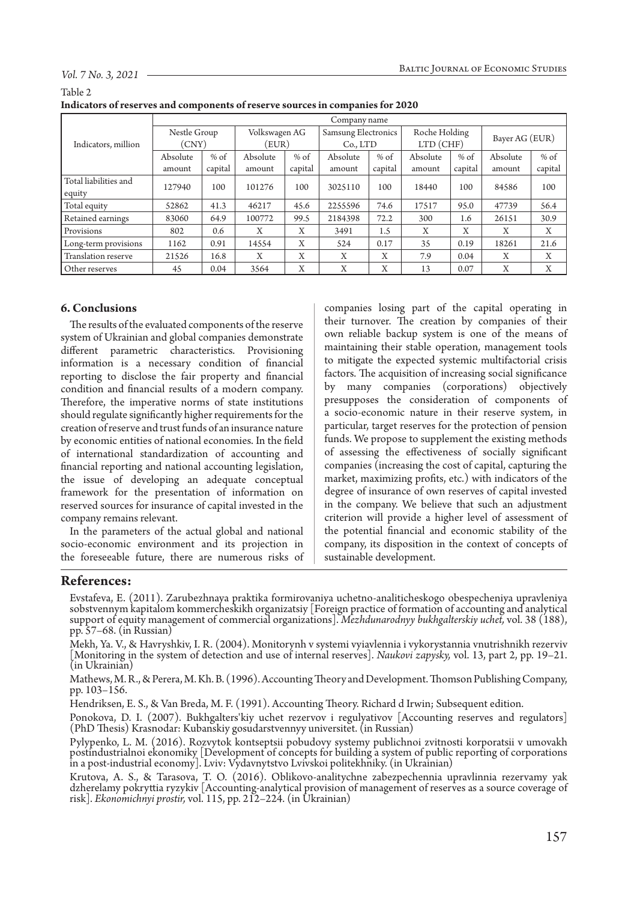Table 2
**Indicators of reserves and components of reserve sources in companies for 2020**

| Indicators, million | Company name | | | | | | | | | |
|---|---|---|---|---|---|---|---|---|---|---|
| | Nestle Group (CNY) | | Volkswagen AG (EUR) | | Samsung Electronics Co., LTD | | Roche Holding LTD (CHF) | | Bayer AG (EUR) | |
| | Absolute amount | % of capital | Absolute amount | % of capital | Absolute amount | % of capital | Absolute amount | % of capital | Absolute amount | % of capital |
| Total liabilities and equity | 127940 | 100 | 101276 | 100 | 3025110 | 100 | 18440 | 100 | 84586 | 100 |
| Total equity | 52862 | 41.3 | 46217 | 45.6 | 2255596 | 74.6 | 17517 | 95.0 | 47739 | 56.4 |
| Retained earnings | 83060 | 64.9 | 100772 | 99.5 | 2184398 | 72.2 | 300 | 1.6 | 26151 | 30.9 |
| Provisions | 802 | 0.6 | X | X | 3491 | 1.5 | X | X | X | X |
| Long-term provisions | 1162 | 0.91 | 14554 | X | 524 | 0.17 | 35 | 0.19 | 18261 | 21.6 |
| Translation reserve | 21526 | 16.8 | X | X | X | X | 7.9 | 0.04 | X | X |
| Other reserves | 45 | 0.04 | 3564 | X | X | X | 13 | 0.07 | X | X |

## 6. Conclusions

The results of the evaluated components of the reserve system of Ukrainian and global companies demonstrate different parametric characteristics. Provisioning information is a necessary condition of financial reporting to disclose the fair property and financial condition and financial results of a modern company. Therefore, the imperative norms of state institutions should regulate significantly higher requirements for the creation of reserve and trust funds of an insurance nature by economic entities of national economies. In the field of international standardization of accounting and financial reporting and national accounting legislation, the issue of developing an adequate conceptual framework for the presentation of information on reserved sources for insurance of capital invested in the company remains relevant.

In the parameters of the actual global and national socio-economic environment and its projection in the foreseeable future, there are numerous risks of companies losing part of the capital operating in their turnover. The creation by companies of their own reliable backup system is one of the means of maintaining their stable operation, management tools to mitigate the expected systemic multifactorial crisis factors. The acquisition of increasing social significance by many companies (corporations) objectively presupposes the consideration of components of a socio-economic nature in their reserve system, in particular, target reserves for the protection of pension funds. We propose to supplement the existing methods of assessing the effectiveness of socially significant companies (increasing the cost of capital, capturing the market, maximizing profits, etc.) with indicators of the degree of insurance of own reserves of capital invested in the company. We believe that such an adjustment criterion will provide a higher level of assessment of the potential financial and economic stability of the company, its disposition in the context of concepts of sustainable development.

## References:

Evstafeva, E. (2011). Zarubezhnaya praktika formirovaniya uchetno-analiticheskogo obespecheniya upravleniya sobstvennym kapitalom kommercheskikh organizatsiy [Foreign practice of formation of accounting and analytical support of equity management of commercial organizations]. *Mezhdunarodnyy bukhgalterskiy uchet,* vol. 38 (188), pp. 57–68. (in Russian)

Mekh, Ya. V., & Havryshkiv, I. R. (2004). Monitorynh v systemi vyiavlennia i vykorystannia vnutrishnikh rezerviv [Monitoring in the system of detection and use of internal reserves]. *Naukovi zapysky,* vol. 13, part 2, pp. 19–21. (in Ukrainian)

Mathews, M. R., & Perera, M. Kh. B. (1996). Accounting Theory and Development. Thomson Publishing Company, pp. 103–156.

Hendriksen, E. S., & Van Breda, M. F. (1991). Accounting Theory. Richard d Irwin; Subsequent edition.

Ponokova, D. I. (2007). Bukhgalters'kiy uchet rezervov i regulyativov [Accounting reserves and regulators] (PhD Thesis) Krasnodar: Kubanskiy gosudarstvennyy universitet. (in Russian)

Pylypenko, L. M. (2016). Rozvytok kontseptsii pobudovy systemy publichnoi zvitnosti korporatsii v umovakh postindustrialnoi ekonomiky [Development of concepts for building a system of public reporting of corporations in a post-industrial economy]. Lviv: Vydavnytstvo Lvivskoi politekhniky. (in Ukrainian)

Krutova, A. S., & Tarasova, T. O. (2016). Oblikovo-analitychne zabezpechennia upravlinnia rezervamy yak dzherelamy pokryttia ryzykiv [Accounting-analytical provision of management of reserves as a source coverage of risk]. *Ekonomichnyi prostir,* vol. 115, pp. 212–224. (in Ukrainian)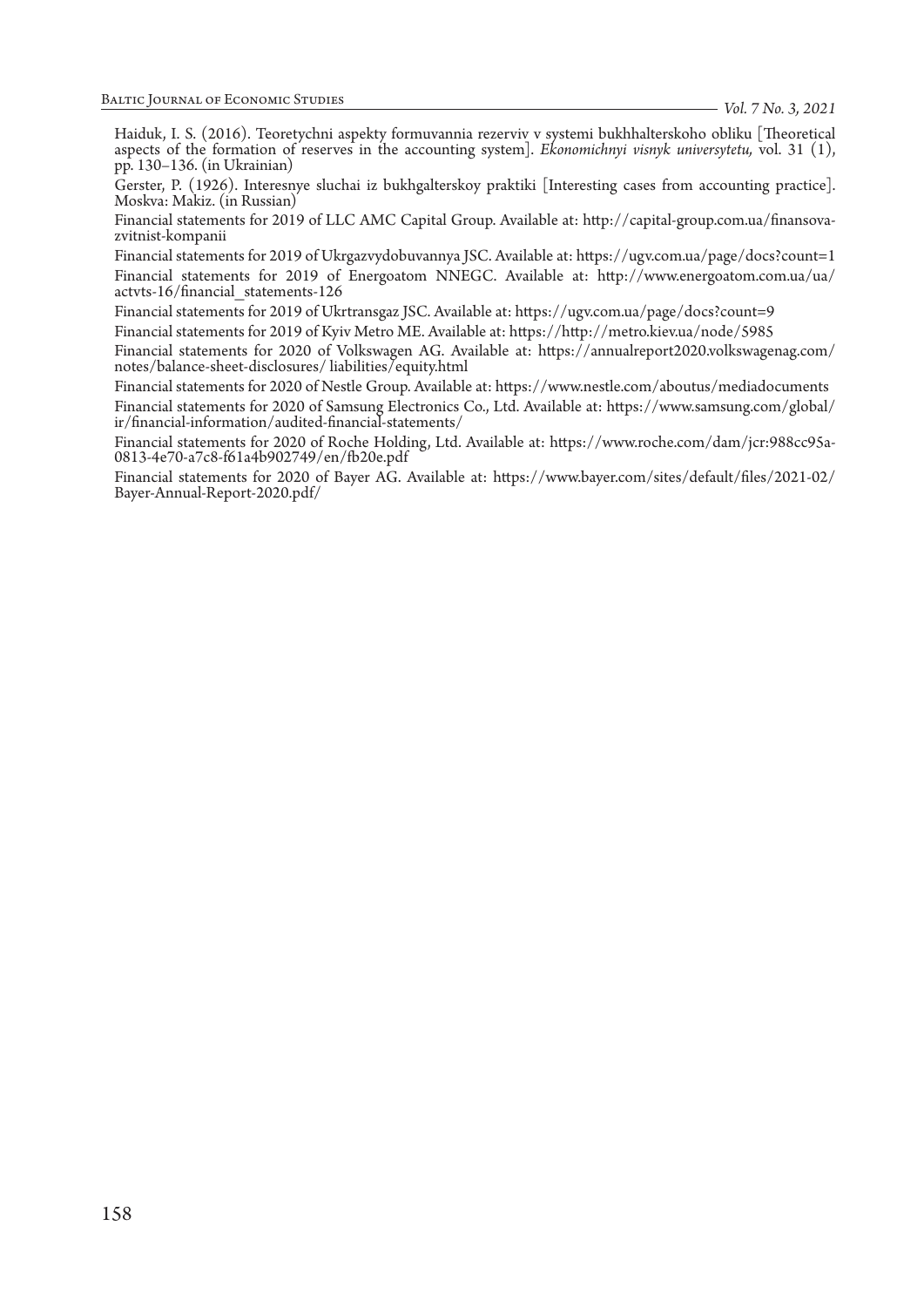Haiduk, I. S. (2016). Teoretychni aspekty formuvannia rezerviv v systemi bukhhalterskoho obliku [Theoretical aspects of the formation of reserves in the accounting system]. *Ekonomichnyi visnyk universytetu,* vol. 31 (1), pp. 130–136. (in Ukrainian)

Gerster, P. (1926). Interesnye sluchai iz bukhgalterskoy praktiki [Interesting cases from accounting practice]. Moskva: Makiz. (in Russian)

Financial statements for 2019 of LLC AMC Capital Group. Available at: http://capital-group.com.ua/finansova-zvitnist-kompanii

Financial statements for 2019 of Ukrgazvydobuvannya JSC. Available at: https://ugv.com.ua/page/docs?count=1

Financial statements for 2019 of Energoatom NNEGC. Available at: http://www.energoatom.com.ua/ua/actvts-16/financial_statements-126

Financial statements for 2019 of Ukrtransgaz JSC. Available at: https://ugv.com.ua/page/docs?count=9

Financial statements for 2019 of Kyiv Metro ME. Available at: https://http://metro.kiev.ua/node/5985

Financial statements for 2020 of Volkswagen AG. Available at: https://annualreport2020.volkswagenag.com/notes/balance-sheet-disclosures/ liabilities/equity.html

Financial statements for 2020 of Nestle Group. Available at: https://www.nestle.com/aboutus/mediadocuments

Financial statements for 2020 of Samsung Electronics Co., Ltd. Available at: https://www.samsung.com/global/ir/financial-information/audited-financial-statements/

Financial statements for 2020 of Roche Holding, Ltd. Available at: https://www.roche.com/dam/jcr:988cc95a-0813-4e70-a7c8-f61a4b902749/en/fb20e.pdf

Financial statements for 2020 of Bayer AG. Available at: https://www.bayer.com/sites/default/files/2021-02/Bayer-Annual-Report-2020.pdf/